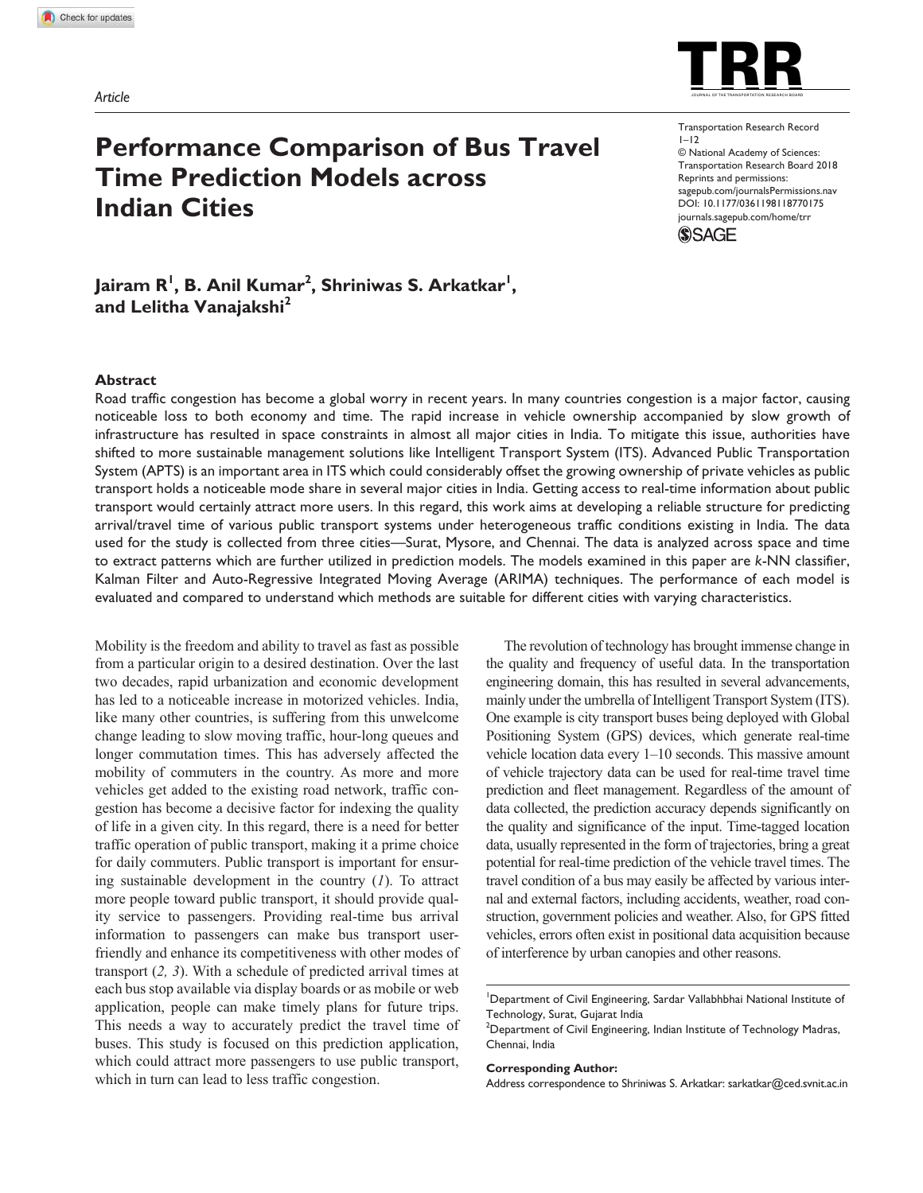Article

# Performance Comparison of Bus Travel Time Prediction Models across Indian Cities

Transportation Research Record
© National Academy of Sciences: Transportation Research Board 2018
Reprints and permissions: sagepub.com/journalsPermissions.nav
DOI: 10.1177/0361198118770175
journals.sagepub.com/home/trr

**Jairam R[1], B. Anil Kumar[2], Shriniwas S. Arkatkar[1], and Lelitha Vanajakshi[2]**

## Abstract

Road traffic congestion has become a global worry in recent years. In many countries congestion is a major factor, causing noticeable loss to both economy and time. The rapid increase in vehicle ownership accompanied by slow growth of infrastructure has resulted in space constraints in almost all major cities in India. To mitigate this issue, authorities have shifted to more sustainable management solutions like Intelligent Transport System (ITS). Advanced Public Transportation System (APTS) is an important area in ITS which could considerably offset the growing ownership of private vehicles as public transport holds a noticeable mode share in several major cities in India. Getting access to real-time information about public transport would certainly attract more users. In this regard, this work aims at developing a reliable structure for predicting arrival/travel time of various public transport systems under heterogeneous traffic conditions existing in India. The data used for the study is collected from three cities—Surat, Mysore, and Chennai. The data is analyzed across space and time to extract patterns which are further utilized in prediction models. The models examined in this paper are *k*-NN classifier, Kalman Filter and Auto-Regressive Integrated Moving Average (ARIMA) techniques. The performance of each model is evaluated and compared to understand which methods are suitable for different cities with varying characteristics.

Mobility is the freedom and ability to travel as fast as possible from a particular origin to a desired destination. Over the last two decades, rapid urbanization and economic development has led to a noticeable increase in motorized vehicles. India, like many other countries, is suffering from this unwelcome change leading to slow moving traffic, hour-long queues and longer commutation times. This has adversely affected the mobility of commuters in the country. As more and more vehicles get added to the existing road network, traffic congestion has become a decisive factor for indexing the quality of life in a given city. In this regard, there is a need for better traffic operation of public transport, making it a prime choice for daily commuters. Public transport is important for ensuring sustainable development in the country (*1*). To attract more people toward public transport, it should provide quality service to passengers. Providing real-time bus arrival information to passengers can make bus transport user-friendly and enhance its competitiveness with other modes of transport (*2, 3*). With a schedule of predicted arrival times at each bus stop available via display boards or as mobile or web application, people can make timely plans for future trips. This needs a way to accurately predict the travel time of buses. This study is focused on this prediction application, which could attract more passengers to use public transport, which in turn can lead to less traffic congestion.

The revolution of technology has brought immense change in the quality and frequency of useful data. In the transportation engineering domain, this has resulted in several advancements, mainly under the umbrella of Intelligent Transport System (ITS). One example is city transport buses being deployed with Global Positioning System (GPS) devices, which generate real-time vehicle location data every 1–10 seconds. This massive amount of vehicle trajectory data can be used for real-time travel time prediction and fleet management. Regardless of the amount of data collected, the prediction accuracy depends significantly on the quality and significance of the input. Time-tagged location data, usually represented in the form of trajectories, bring a great potential for real-time prediction of the vehicle travel times. The travel condition of a bus may easily be affected by various internal and external factors, including accidents, weather, road construction, government policies and weather. Also, for GPS fitted vehicles, errors often exist in positional data acquisition because of interference by urban canopies and other reasons.

[1]Department of Civil Engineering, Sardar Vallabhbhai National Institute of Technology, Surat, Gujarat India
[2]Department of Civil Engineering, Indian Institute of Technology Madras, Chennai, India

**Corresponding Author:**
Address correspondence to Shriniwas S. Arkatkar: sarkatkar@ced.svnit.ac.in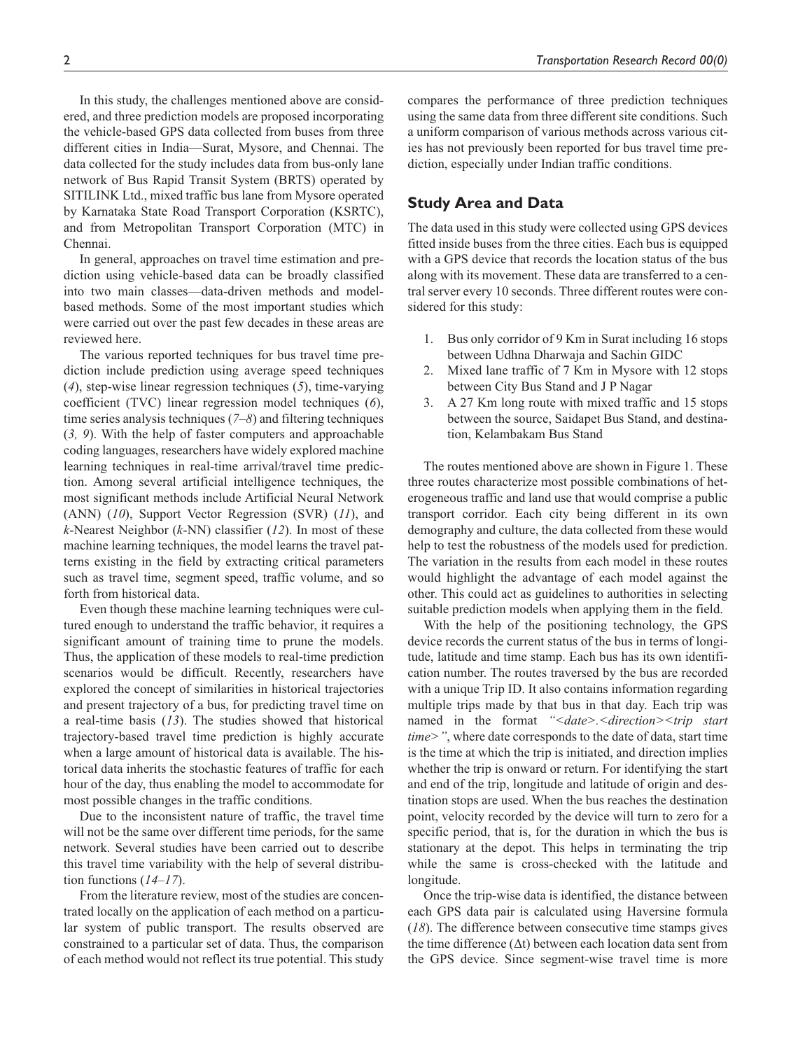In this study, the challenges mentioned above are considered, and three prediction models are proposed incorporating the vehicle-based GPS data collected from buses from three different cities in India—Surat, Mysore, and Chennai. The data collected for the study includes data from bus-only lane network of Bus Rapid Transit System (BRTS) operated by SITILINK Ltd., mixed traffic bus lane from Mysore operated by Karnataka State Road Transport Corporation (KSRTC), and from Metropolitan Transport Corporation (MTC) in Chennai.

In general, approaches on travel time estimation and prediction using vehicle-based data can be broadly classified into two main classes—data-driven methods and model-based methods. Some of the most important studies which were carried out over the past few decades in these areas are reviewed here.

The various reported techniques for bus travel time prediction include prediction using average speed techniques (*4*), step-wise linear regression techniques (*5*), time-varying coefficient (TVC) linear regression model techniques (*6*), time series analysis techniques (*7–8*) and filtering techniques (*3, 9*). With the help of faster computers and approachable coding languages, researchers have widely explored machine learning techniques in real-time arrival/travel time prediction. Among several artificial intelligence techniques, the most significant methods include Artificial Neural Network (ANN) (*10*), Support Vector Regression (SVR) (*11*), and *k*-Nearest Neighbor (*k*-NN) classifier (*12*). In most of these machine learning techniques, the model learns the travel patterns existing in the field by extracting critical parameters such as travel time, segment speed, traffic volume, and so forth from historical data.

Even though these machine learning techniques were cultured enough to understand the traffic behavior, it requires a significant amount of training time to prune the models. Thus, the application of these models to real-time prediction scenarios would be difficult. Recently, researchers have explored the concept of similarities in historical trajectories and present trajectory of a bus, for predicting travel time on a real-time basis (*13*). The studies showed that historical trajectory-based travel time prediction is highly accurate when a large amount of historical data is available. The historical data inherits the stochastic features of traffic for each hour of the day, thus enabling the model to accommodate for most possible changes in the traffic conditions.

Due to the inconsistent nature of traffic, the travel time will not be the same over different time periods, for the same network. Several studies have been carried out to describe this travel time variability with the help of several distribution functions (*14–17*).

From the literature review, most of the studies are concentrated locally on the application of each method on a particular system of public transport. The results observed are constrained to a particular set of data. Thus, the comparison of each method would not reflect its true potential. This study compares the performance of three prediction techniques using the same data from three different site conditions. Such a uniform comparison of various methods across various cities has not previously been reported for bus travel time prediction, especially under Indian traffic conditions.

## Study Area and Data

The data used in this study were collected using GPS devices fitted inside buses from the three cities. Each bus is equipped with a GPS device that records the location status of the bus along with its movement. These data are transferred to a central server every 10 seconds. Three different routes were considered for this study:

1. Bus only corridor of 9 Km in Surat including 16 stops between Udhna Dharwaja and Sachin GIDC
2. Mixed lane traffic of 7 Km in Mysore with 12 stops between City Bus Stand and J P Nagar
3. A 27 Km long route with mixed traffic and 15 stops between the source, Saidapet Bus Stand, and destination, Kelambakam Bus Stand

The routes mentioned above are shown in Figure 1. These three routes characterize most possible combinations of heterogeneous traffic and land use that would comprise a public transport corridor. Each city being different in its own demography and culture, the data collected from these would help to test the robustness of the models used for prediction. The variation in the results from each model in these routes would highlight the advantage of each model against the other. This could act as guidelines to authorities in selecting suitable prediction models when applying them in the field.

With the help of the positioning technology, the GPS device records the current status of the bus in terms of longitude, latitude and time stamp. Each bus has its own identification number. The routes traversed by the bus are recorded with a unique Trip ID. It also contains information regarding multiple trips made by that bus in that day. Each trip was named in the format *"<date>.<direction><trip start time>"*, where date corresponds to the date of data, start time is the time at which the trip is initiated, and direction implies whether the trip is onward or return. For identifying the start and end of the trip, longitude and latitude of origin and destination stops are used. When the bus reaches the destination point, velocity recorded by the device will turn to zero for a specific period, that is, for the duration in which the bus is stationary at the depot. This helps in terminating the trip while the same is cross-checked with the latitude and longitude.

Once the trip-wise data is identified, the distance between each GPS data pair is calculated using Haversine formula (*18*). The difference between consecutive time stamps gives the time difference ($\Delta t$) between each location data sent from the GPS device. Since segment-wise travel time is more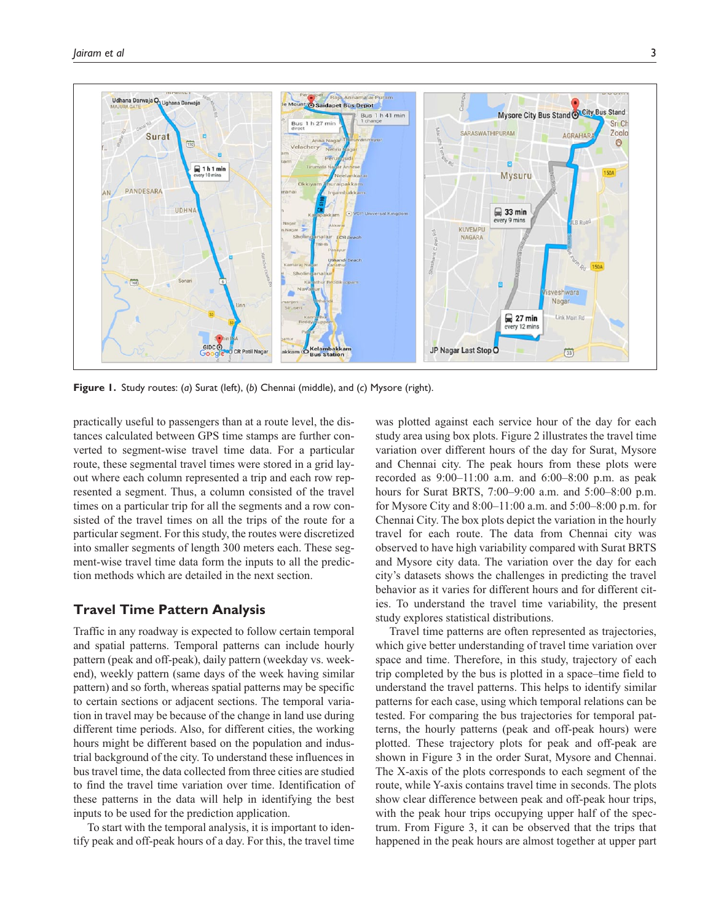Figure 1. Study routes: (a) Surat (left), (b) Chennai (middle), and (c) Mysore (right).

practically useful to passengers than at a route level, the distances calculated between GPS time stamps are further converted to segment-wise travel time data. For a particular route, these segmental travel times were stored in a grid layout where each column represented a trip and each row represented a segment. Thus, a column consisted of the travel times on a particular trip for all the segments and a row consisted of the travel times on all the trips of the route for a particular segment. For this study, the routes were discretized into smaller segments of length 300 meters each. These segment-wise travel time data form the inputs to all the prediction methods which are detailed in the next section.

## Travel Time Pattern Analysis

Traffic in any roadway is expected to follow certain temporal and spatial patterns. Temporal patterns can include hourly pattern (peak and off-peak), daily pattern (weekday vs. weekend), weekly pattern (same days of the week having similar pattern) and so forth, whereas spatial patterns may be specific to certain sections or adjacent sections. The temporal variation in travel may be because of the change in land use during different time periods. Also, for different cities, the working hours might be different based on the population and industrial background of the city. To understand these influences in bus travel time, the data collected from three cities are studied to find the travel time variation over time. Identification of these patterns in the data will help in identifying the best inputs to be used for the prediction application.

To start with the temporal analysis, it is important to identify peak and off-peak hours of a day. For this, the travel time was plotted against each service hour of the day for each study area using box plots. Figure 2 illustrates the travel time variation over different hours of the day for Surat, Mysore and Chennai city. The peak hours from these plots were recorded as 9:00–11:00 a.m. and 6:00–8:00 p.m. as peak hours for Surat BRTS, 7:00–9:00 a.m. and 5:00–8:00 p.m. for Mysore City and 8:00–11:00 a.m. and 5:00–8:00 p.m. for Chennai City. The box plots depict the variation in the hourly travel for each route. The data from Chennai city was observed to have high variability compared with Surat BRTS and Mysore city data. The variation over the day for each city's datasets shows the challenges in predicting the travel behavior as it varies for different hours and for different cities. To understand the travel time variability, the present study explores statistical distributions.

Travel time patterns are often represented as trajectories, which give better understanding of travel time variation over space and time. Therefore, in this study, trajectory of each trip completed by the bus is plotted in a space–time field to understand the travel patterns. This helps to identify similar patterns for each case, using which temporal relations can be tested. For comparing the bus trajectories for temporal patterns, the hourly patterns (peak and off-peak hours) were plotted. These trajectory plots for peak and off-peak are shown in Figure 3 in the order Surat, Mysore and Chennai. The X-axis of the plots corresponds to each segment of the route, while Y-axis contains travel time in seconds. The plots show clear difference between peak and off-peak hour trips, with the peak hour trips occupying upper half of the spectrum. From Figure 3, it can be observed that the trips that happened in the peak hours are almost together at upper part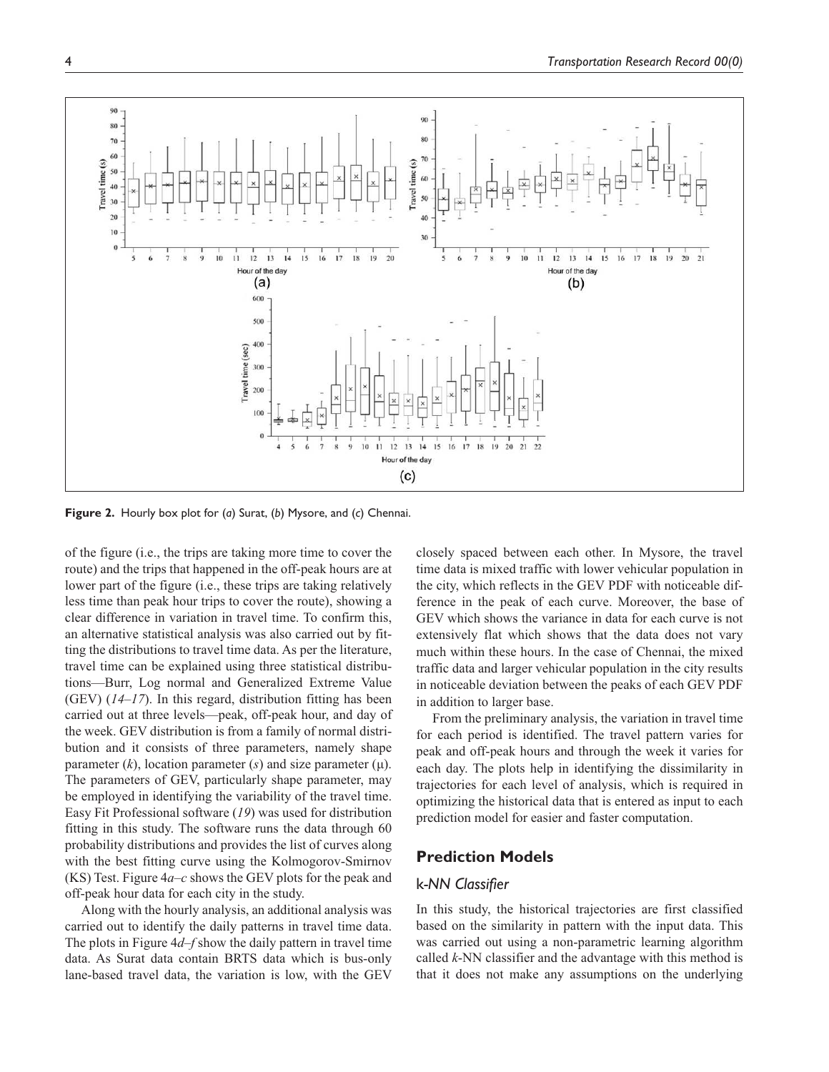**Figure 2.** Hourly box plot for (*a*) Surat, (*b*) Mysore, and (*c*) Chennai.

of the figure (i.e., the trips are taking more time to cover the route) and the trips that happened in the off-peak hours are at lower part of the figure (i.e., these trips are taking relatively less time than peak hour trips to cover the route), showing a clear difference in variation in travel time. To confirm this, an alternative statistical analysis was also carried out by fitting the distributions to travel time data. As per the literature, travel time can be explained using three statistical distributions—Burr, Log normal and Generalized Extreme Value (GEV) (*14–17*). In this regard, distribution fitting has been carried out at three levels—peak, off-peak hour, and day of the week. GEV distribution is from a family of normal distribution and it consists of three parameters, namely shape parameter ($k$), location parameter ($s$) and size parameter ($\mu$). The parameters of GEV, particularly shape parameter, may be employed in identifying the variability of the travel time. Easy Fit Professional software (*19*) was used for distribution fitting in this study. The software runs the data through 60 probability distributions and provides the list of curves along with the best fitting curve using the Kolmogorov-Smirnov (KS) Test. Figure 4*a–c* shows the GEV plots for the peak and off-peak hour data for each city in the study.

Along with the hourly analysis, an additional analysis was carried out to identify the daily patterns in travel time data. The plots in Figure 4*d–f* show the daily pattern in travel time data. As Surat data contain BRTS data which is bus-only lane-based travel data, the variation is low, with the GEV closely spaced between each other. In Mysore, the travel time data is mixed traffic with lower vehicular population in the city, which reflects in the GEV PDF with noticeable difference in the peak of each curve. Moreover, the base of GEV which shows the variance in data for each curve is not extensively flat which shows that the data does not vary much within these hours. In the case of Chennai, the mixed traffic data and larger vehicular population in the city results in noticeable deviation between the peaks of each GEV PDF in addition to larger base.

From the preliminary analysis, the variation in travel time for each period is identified. The travel pattern varies for peak and off-peak hours and through the week it varies for each day. The plots help in identifying the dissimilarity in trajectories for each level of analysis, which is required in optimizing the historical data that is entered as input to each prediction model for easier and faster computation.

## Prediction Models

### *k*-NN Classifier

In this study, the historical trajectories are first classified based on the similarity in pattern with the input data. This was carried out using a non-parametric learning algorithm called *k*-NN classifier and the advantage with this method is that it does not make any assumptions on the underlying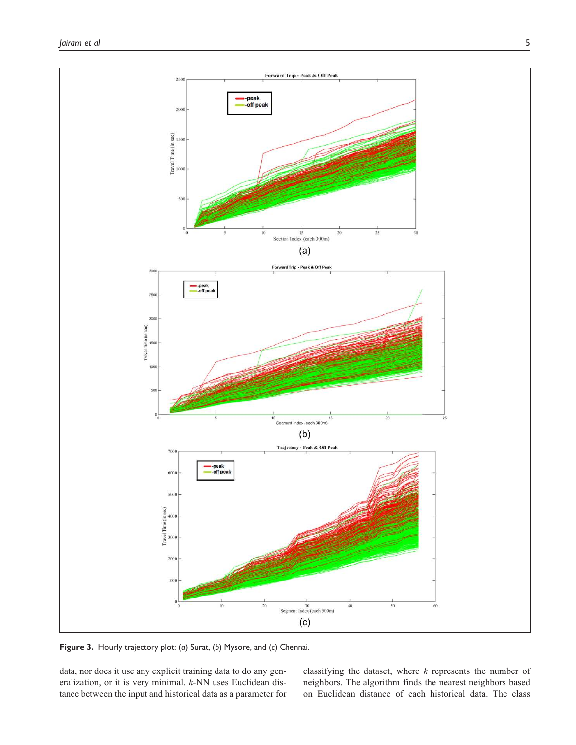Figure 3. Hourly trajectory plot: (a) Surat, (b) Mysore, and (c) Chennai.

data, nor does it use any explicit training data to do any generalization, or it is very minimal. $k$-NN uses Euclidean distance between the input and historical data as a parameter for classifying the dataset, where $k$ represents the number of neighbors. The algorithm finds the nearest neighbors based on Euclidean distance of each historical data. The class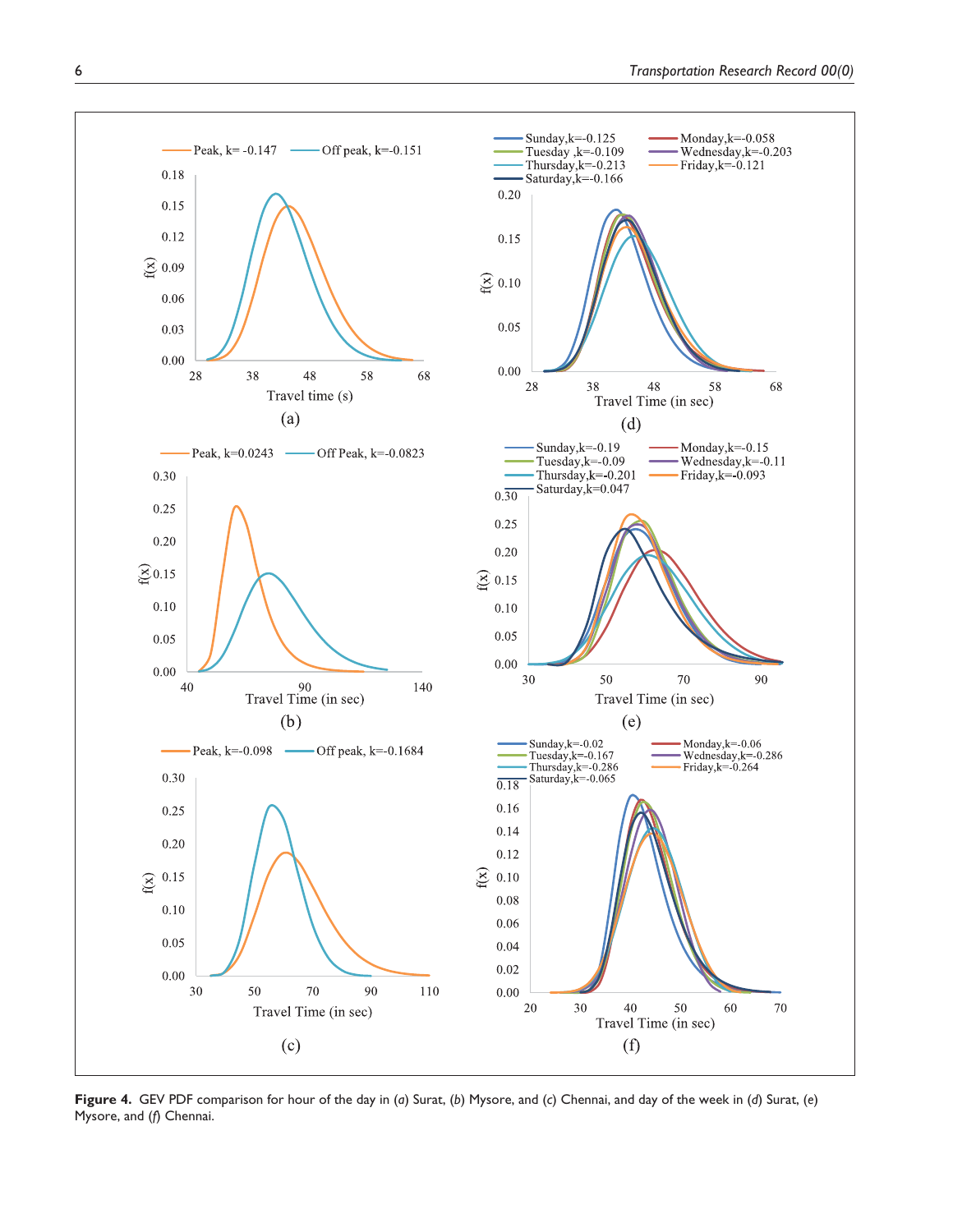**Figure 4.** GEV PDF comparison for hour of the day in (*a*) Surat, (*b*) Mysore, and (*c*) Chennai, and day of the week in (*d*) Surat, (*e*) Mysore, and (*f*) Chennai.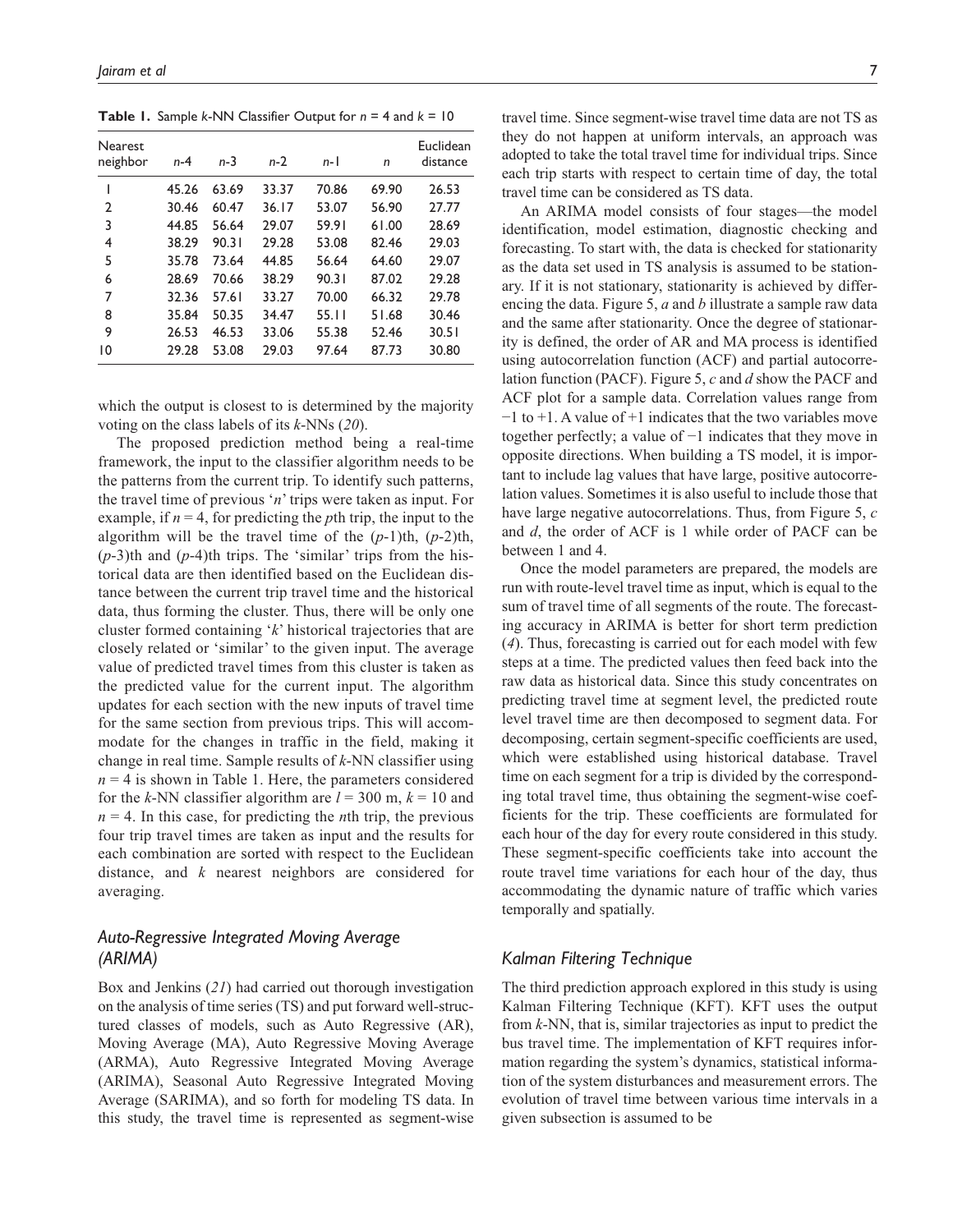**Table 1.** Sample *k*-NN Classifier Output for $n = 4$ and $k = 10$

| Nearest neighbor | *n*-4 | *n*-3 | *n*-2 | *n*-1 | *n* | Euclidean distance |
|---|---|---|---|---|---|---|
| 1 | 45.26 | 63.69 | 33.37 | 70.86 | 69.90 | 26.53 |
| 2 | 30.46 | 60.47 | 36.17 | 53.07 | 56.90 | 27.77 |
| 3 | 44.85 | 56.64 | 29.07 | 59.91 | 61.00 | 28.69 |
| 4 | 38.29 | 90.31 | 29.28 | 53.08 | 82.46 | 29.03 |
| 5 | 35.78 | 73.64 | 44.85 | 56.64 | 64.60 | 29.07 |
| 6 | 28.69 | 70.66 | 38.29 | 90.31 | 87.02 | 29.28 |
| 7 | 32.36 | 57.61 | 33.27 | 70.00 | 66.32 | 29.78 |
| 8 | 35.84 | 50.35 | 34.47 | 55.11 | 51.68 | 30.46 |
| 9 | 26.53 | 46.53 | 33.06 | 55.38 | 52.46 | 30.51 |
| 10 | 29.28 | 53.08 | 29.03 | 97.64 | 87.73 | 30.80 |

which the output is closest to is determined by the majority voting on the class labels of its *k*-NNs (*20*).

The proposed prediction method being a real-time framework, the input to the classifier algorithm needs to be the patterns from the current trip. To identify such patterns, the travel time of previous '*n*' trips were taken as input. For example, if $n = 4$, for predicting the *p*th trip, the input to the algorithm will be the travel time of the (*p*-1)th, (*p*-2)th, (*p*-3)th and (*p*-4)th trips. The 'similar' trips from the historical data are then identified based on the Euclidean distance between the current trip travel time and the historical data, thus forming the cluster. Thus, there will be only one cluster formed containing '*k*' historical trajectories that are closely related or 'similar' to the given input. The average value of predicted travel times from this cluster is taken as the predicted value for the current input. The algorithm updates for each section with the new inputs of travel time for the same section from previous trips. This will accommodate for the changes in traffic in the field, making it change in real time. Sample results of *k*-NN classifier using $n = 4$ is shown in Table 1. Here, the parameters considered for the *k*-NN classifier algorithm are $l = 300$ m, $k = 10$ and $n = 4$. In this case, for predicting the *n*th trip, the previous four trip travel times are taken as input and the results for each combination are sorted with respect to the Euclidean distance, and *k* nearest neighbors are considered for averaging.

## *Auto-Regressive Integrated Moving Average (ARIMA)*

Box and Jenkins (*21*) had carried out thorough investigation on the analysis of time series (TS) and put forward well-structured classes of models, such as Auto Regressive (AR), Moving Average (MA), Auto Regressive Moving Average (ARMA), Auto Regressive Integrated Moving Average (ARIMA), Seasonal Auto Regressive Integrated Moving Average (SARIMA), and so forth for modeling TS data. In this study, the travel time is represented as segment-wise travel time. Since segment-wise travel time data are not TS as they do not happen at uniform intervals, an approach was adopted to take the total travel time for individual trips. Since each trip starts with respect to certain time of day, the total travel time can be considered as TS data.

An ARIMA model consists of four stages—the model identification, model estimation, diagnostic checking and forecasting. To start with, the data is checked for stationarity as the data set used in TS analysis is assumed to be stationary. If it is not stationary, stationarity is achieved by differencing the data. Figure 5, *a* and *b* illustrate a sample raw data and the same after stationarity. Once the degree of stationarity is defined, the order of AR and MA process is identified using autocorrelation function (ACF) and partial autocorrelation function (PACF). Figure 5, *c* and *d* show the PACF and ACF plot for a sample data. Correlation values range from $-1$ to $+1$. A value of $+1$ indicates that the two variables move together perfectly; a value of $-1$ indicates that they move in opposite directions. When building a TS model, it is important to include lag values that have large, positive autocorrelation values. Sometimes it is also useful to include those that have large negative autocorrelations. Thus, from Figure 5, *c* and *d*, the order of ACF is 1 while order of PACF can be between 1 and 4.

Once the model parameters are prepared, the models are run with route-level travel time as input, which is equal to the sum of travel time of all segments of the route. The forecasting accuracy in ARIMA is better for short term prediction (*4*). Thus, forecasting is carried out for each model with few steps at a time. The predicted values then feed back into the raw data as historical data. Since this study concentrates on predicting travel time at segment level, the predicted route level travel time are then decomposed to segment data. For decomposing, certain segment-specific coefficients are used, which were established using historical database. Travel time on each segment for a trip is divided by the corresponding total travel time, thus obtaining the segment-wise coefficients for the trip. These coefficients are formulated for each hour of the day for every route considered in this study. These segment-specific coefficients take into account the route travel time variations for each hour of the day, thus accommodating the dynamic nature of traffic which varies temporally and spatially.

## *Kalman Filtering Technique*

The third prediction approach explored in this study is using Kalman Filtering Technique (KFT). KFT uses the output from *k*-NN, that is, similar trajectories as input to predict the bus travel time. The implementation of KFT requires information regarding the system's dynamics, statistical information of the system disturbances and measurement errors. The evolution of travel time between various time intervals in a given subsection is assumed to be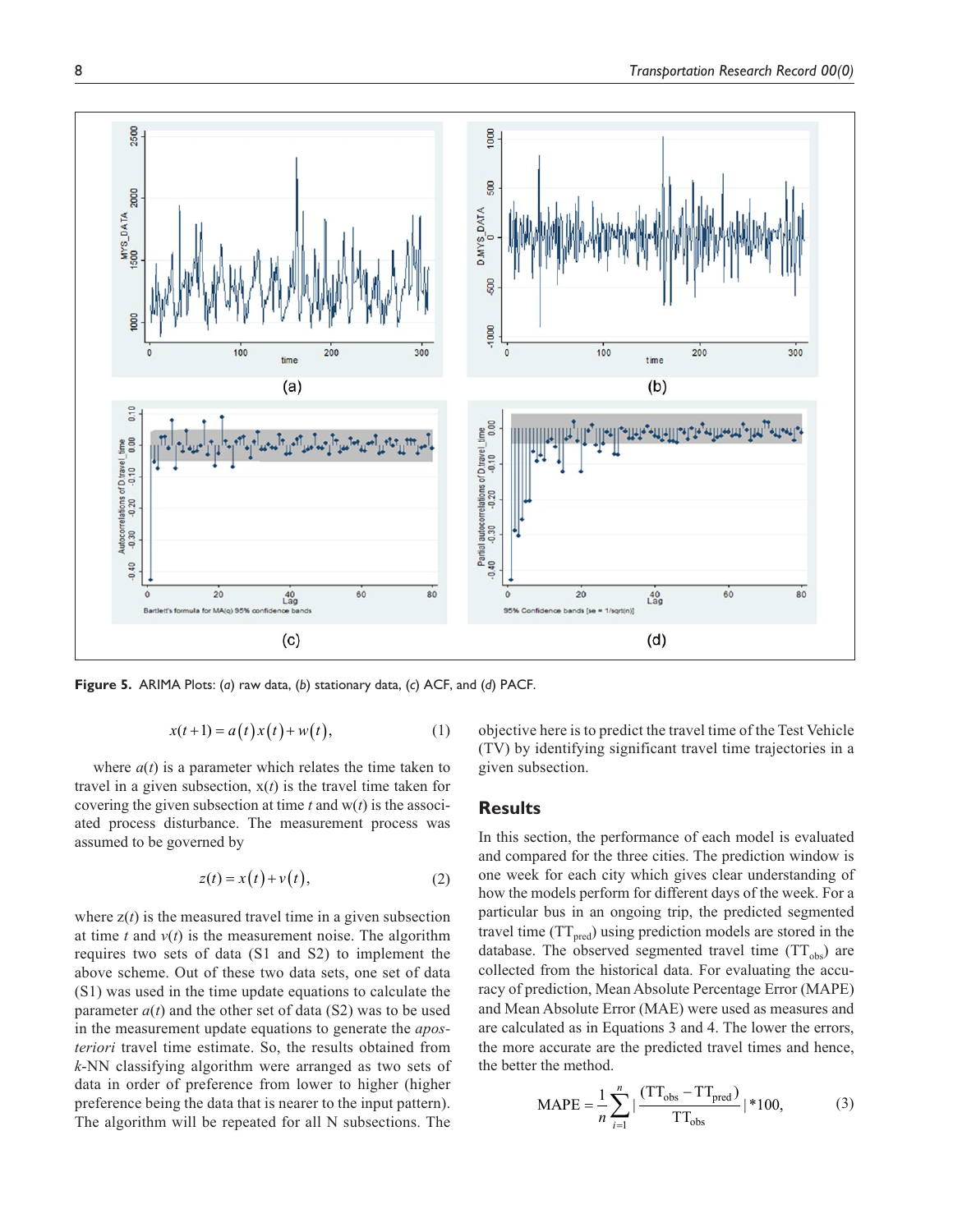**Figure 5.** ARIMA Plots: (*a*) raw data, (*b*) stationary data, (*c*) ACF, and (*d*) PACF.

$$x(t+1) = a(t)x(t) + w(t), \tag{1}$$

where $a(t)$ is a parameter which relates the time taken to travel in a given subsection, $x(t)$ is the travel time taken for covering the given subsection at time $t$ and $w(t)$ is the associated process disturbance. The measurement process was assumed to be governed by

$$z(t) = x(t) + v(t), \tag{2}$$

where $z(t)$ is the measured travel time in a given subsection at time $t$ and $v(t)$ is the measurement noise. The algorithm requires two sets of data (S1 and S2) to implement the above scheme. Out of these two data sets, one set of data (S1) was used in the time update equations to calculate the parameter $a(t)$ and the other set of data (S2) was to be used in the measurement update equations to generate the *aposteriori* travel time estimate. So, the results obtained from *k*-NN classifying algorithm were arranged as two sets of data in order of preference from lower to higher (higher preference being the data that is nearer to the input pattern). The algorithm will be repeated for all N subsections. The objective here is to predict the travel time of the Test Vehicle (TV) by identifying significant travel time trajectories in a given subsection.

## Results

In this section, the performance of each model is evaluated and compared for the three cities. The prediction window is one week for each city which gives clear understanding of how the models perform for different days of the week. For a particular bus in an ongoing trip, the predicted segmented travel time ($TT_{pred}$) using prediction models are stored in the database. The observed segmented travel time ($TT_{obs}$) are collected from the historical data. For evaluating the accuracy of prediction, Mean Absolute Percentage Error (MAPE) and Mean Absolute Error (MAE) were used as measures and are calculated as in Equations 3 and 4. The lower the errors, the more accurate are the predicted travel times and hence, the better the method.

$$\text{MAPE} = \frac{1}{n}\sum_{i=1}^{n} \left| \frac{(TT_{obs} - TT_{pred})}{TT_{obs}} \right| *100, \tag{3}$$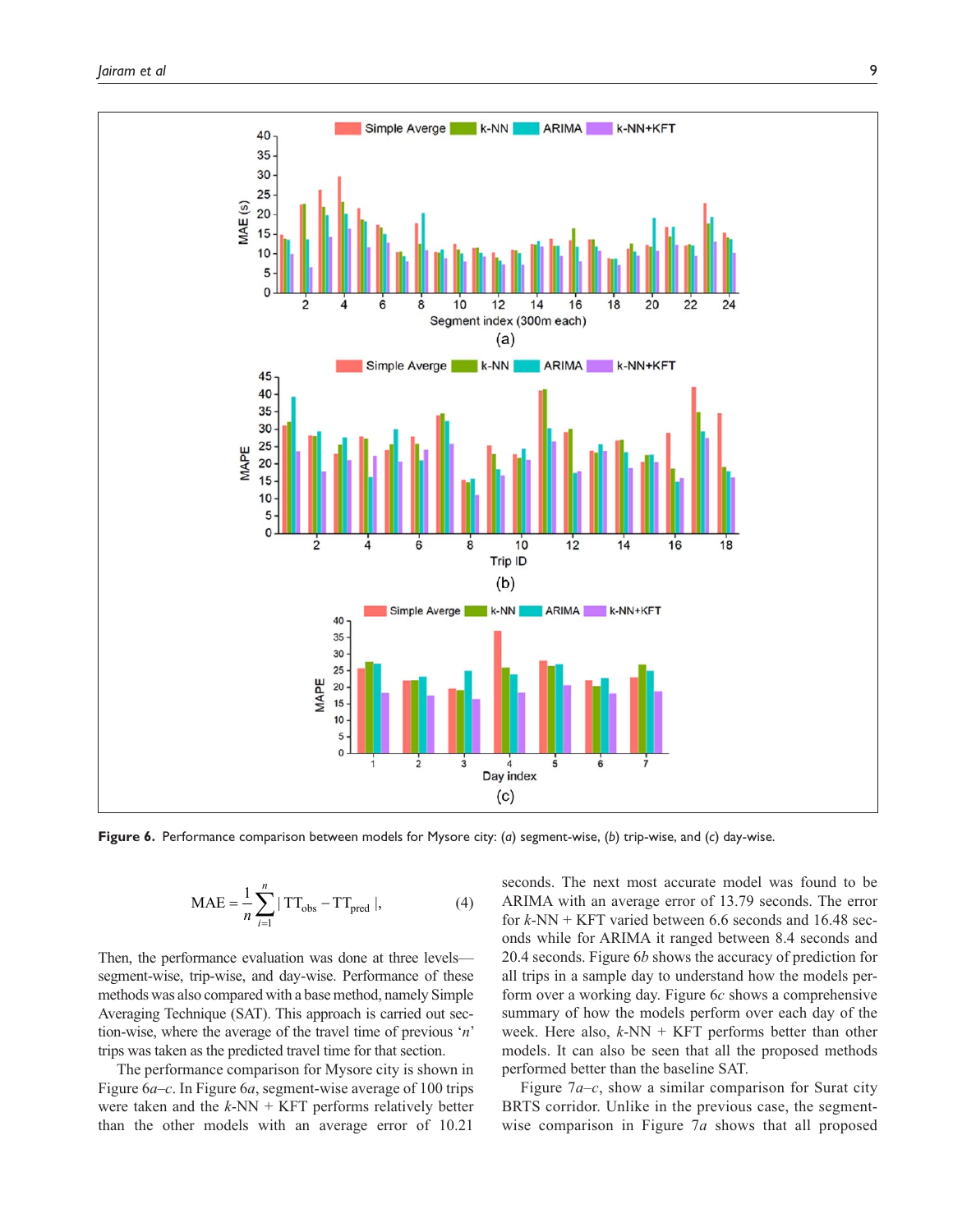**Figure 6.** Performance comparison between models for Mysore city: (*a*) segment-wise, (*b*) trip-wise, and (*c*) day-wise.

$$\text{MAE} = \frac{1}{n}\sum_{i=1}^{n} |\text{TT}_{\text{obs}} - \text{TT}_{\text{pred}}|, \tag{4}$$

Then, the performance evaluation was done at three levels—segment-wise, trip-wise, and day-wise. Performance of these methods was also compared with a base method, namely Simple Averaging Technique (SAT). This approach is carried out section-wise, where the average of the travel time of previous '*n*' trips was taken as the predicted travel time for that section.

The performance comparison for Mysore city is shown in Figure 6*a*–*c*. In Figure 6*a*, segment-wise average of 100 trips were taken and the *k*-NN + KFT performs relatively better than the other models with an average error of 10.21 seconds. The next most accurate model was found to be ARIMA with an average error of 13.79 seconds. The error for *k*-NN + KFT varied between 6.6 seconds and 16.48 seconds while for ARIMA it ranged between 8.4 seconds and 20.4 seconds. Figure 6*b* shows the accuracy of prediction for all trips in a sample day to understand how the models perform over a working day. Figure 6*c* shows a comprehensive summary of how the models perform over each day of the week. Here also, *k*-NN + KFT performs better than other models. It can also be seen that all the proposed methods performed better than the baseline SAT.

Figure 7*a*–*c*, show a similar comparison for Surat city BRTS corridor. Unlike in the previous case, the segment-wise comparison in Figure 7*a* shows that all proposed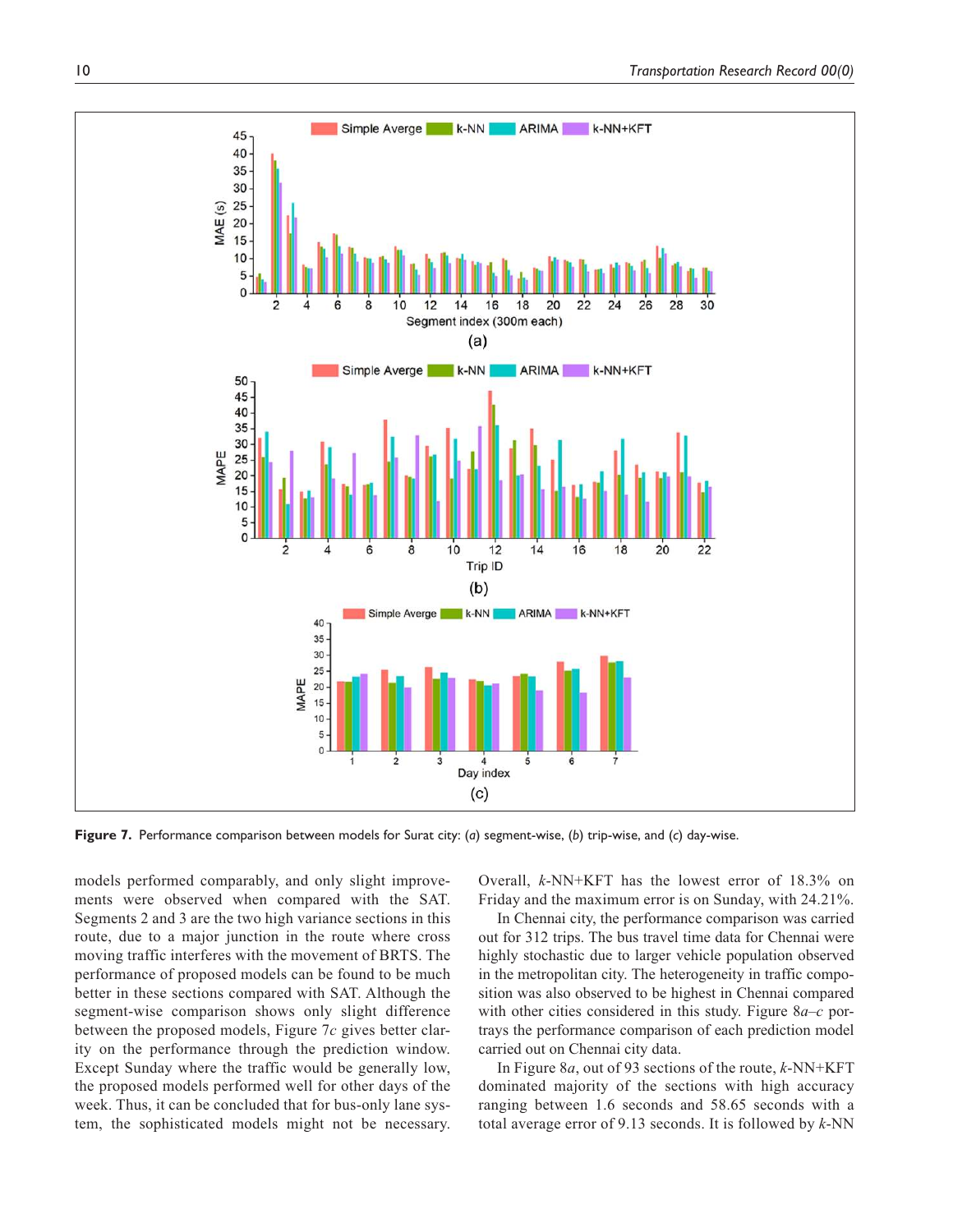Figure 7. Performance comparison between models for Surat city: (*a*) segment-wise, (*b*) trip-wise, and (*c*) day-wise.

models performed comparably, and only slight improvements were observed when compared with the SAT. Segments 2 and 3 are the two high variance sections in this route, due to a major junction in the route where cross moving traffic interferes with the movement of BRTS. The performance of proposed models can be found to be much better in these sections compared with SAT. Although the segment-wise comparison shows only slight difference between the proposed models, Figure 7*c* gives better clarity on the performance through the prediction window. Except Sunday where the traffic would be generally low, the proposed models performed well for other days of the week. Thus, it can be concluded that for bus-only lane system, the sophisticated models might not be necessary. Overall, *k*-NN+KFT has the lowest error of 18.3% on Friday and the maximum error is on Sunday, with 24.21%.

In Chennai city, the performance comparison was carried out for 312 trips. The bus travel time data for Chennai were highly stochastic due to larger vehicle population observed in the metropolitan city. The heterogeneity in traffic composition was also observed to be highest in Chennai compared with other cities considered in this study. Figure 8*a*–*c* portrays the performance comparison of each prediction model carried out on Chennai city data.

In Figure 8*a*, out of 93 sections of the route, *k*-NN+KFT dominated majority of the sections with high accuracy ranging between 1.6 seconds and 58.65 seconds with a total average error of 9.13 seconds. It is followed by *k*-NN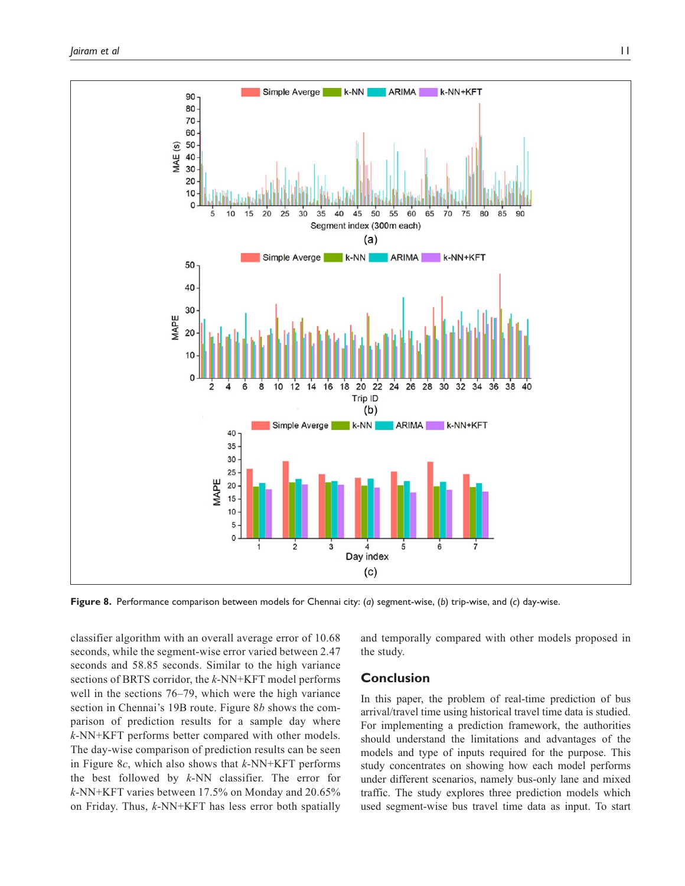Figure 8. Performance comparison between models for Chennai city: (*a*) segment-wise, (*b*) trip-wise, and (*c*) day-wise.

classifier algorithm with an overall average error of 10.68 seconds, while the segment-wise error varied between 2.47 seconds and 58.85 seconds. Similar to the high variance sections of BRTS corridor, the *k*-NN+KFT model performs well in the sections 76–79, which were the high variance section in Chennai's 19B route. Figure 8*b* shows the comparison of prediction results for a sample day where *k*-NN+KFT performs better compared with other models. The day-wise comparison of prediction results can be seen in Figure 8*c*, which also shows that *k*-NN+KFT performs the best followed by *k*-NN classifier. The error for *k*-NN+KFT varies between 17.5% on Monday and 20.65% on Friday. Thus, *k*-NN+KFT has less error both spatially and temporally compared with other models proposed in the study.

## Conclusion

In this paper, the problem of real-time prediction of bus arrival/travel time using historical travel time data is studied. For implementing a prediction framework, the authorities should understand the limitations and advantages of the models and type of inputs required for the purpose. This study concentrates on showing how each model performs under different scenarios, namely bus-only lane and mixed traffic. The study explores three prediction models which used segment-wise bus travel time data as input. To start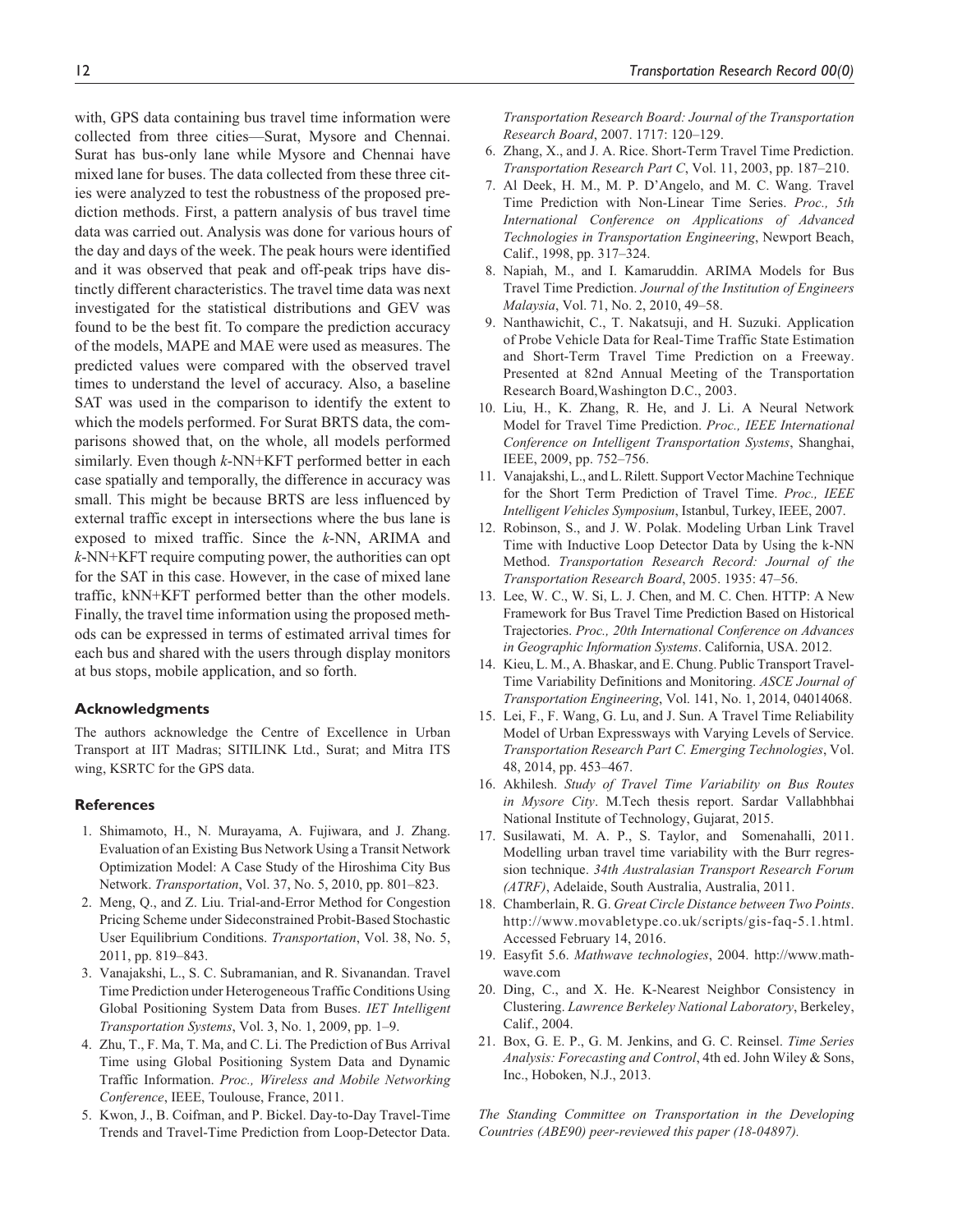with, GPS data containing bus travel time information were collected from three cities—Surat, Mysore and Chennai. Surat has bus-only lane while Mysore and Chennai have mixed lane for buses. The data collected from these three cities were analyzed to test the robustness of the proposed prediction methods. First, a pattern analysis of bus travel time data was carried out. Analysis was done for various hours of the day and days of the week. The peak hours were identified and it was observed that peak and off-peak trips have distinctly different characteristics. The travel time data was next investigated for the statistical distributions and GEV was found to be the best fit. To compare the prediction accuracy of the models, MAPE and MAE were used as measures. The predicted values were compared with the observed travel times to understand the level of accuracy. Also, a baseline SAT was used in the comparison to identify the extent to which the models performed. For Surat BRTS data, the comparisons showed that, on the whole, all models performed similarly. Even though *k*-NN+KFT performed better in each case spatially and temporally, the difference in accuracy was small. This might be because BRTS are less influenced by external traffic except in intersections where the bus lane is exposed to mixed traffic. Since the *k*-NN, ARIMA and *k*-NN+KFT require computing power, the authorities can opt for the SAT in this case. However, in the case of mixed lane traffic, kNN+KFT performed better than the other models. Finally, the travel time information using the proposed methods can be expressed in terms of estimated arrival times for each bus and shared with the users through display monitors at bus stops, mobile application, and so forth.

## Acknowledgments

The authors acknowledge the Centre of Excellence in Urban Transport at IIT Madras; SITILINK Ltd., Surat; and Mitra ITS wing, KSRTC for the GPS data.

## References

1. Shimamoto, H., N. Murayama, A. Fujiwara, and J. Zhang. Evaluation of an Existing Bus Network Using a Transit Network Optimization Model: A Case Study of the Hiroshima City Bus Network. *Transportation*, Vol. 37, No. 5, 2010, pp. 801–823.
2. Meng, Q., and Z. Liu. Trial-and-Error Method for Congestion Pricing Scheme under Sideconstrained Probit-Based Stochastic User Equilibrium Conditions. *Transportation*, Vol. 38, No. 5, 2011, pp. 819–843.
3. Vanajakshi, L., S. C. Subramanian, and R. Sivanandan. Travel Time Prediction under Heterogeneous Traffic Conditions Using Global Positioning System Data from Buses. *IET Intelligent Transportation Systems*, Vol. 3, No. 1, 2009, pp. 1–9.
4. Zhu, T., F. Ma, T. Ma, and C. Li. The Prediction of Bus Arrival Time using Global Positioning System Data and Dynamic Traffic Information. *Proc., Wireless and Mobile Networking Conference*, IEEE, Toulouse, France, 2011.
5. Kwon, J., B. Coifman, and P. Bickel. Day-to-Day Travel-Time Trends and Travel-Time Prediction from Loop-Detector Data. *Transportation Research Board: Journal of the Transportation Research Board*, 2007. 1717: 120–129.
6. Zhang, X., and J. A. Rice. Short-Term Travel Time Prediction. *Transportation Research Part C*, Vol. 11, 2003, pp. 187–210.
7. Al Deek, H. M., M. P. D'Angelo, and M. C. Wang. Travel Time Prediction with Non-Linear Time Series. *Proc., 5th International Conference on Applications of Advanced Technologies in Transportation Engineering*, Newport Beach, Calif., 1998, pp. 317–324.
8. Napiah, M., and I. Kamaruddin. ARIMA Models for Bus Travel Time Prediction. *Journal of the Institution of Engineers Malaysia*, Vol. 71, No. 2, 2010, 49–58.
9. Nanthawichit, C., T. Nakatsuji, and H. Suzuki. Application of Probe Vehicle Data for Real-Time Traffic State Estimation and Short-Term Travel Time Prediction on a Freeway. Presented at 82nd Annual Meeting of the Transportation Research Board,Washington D.C., 2003.
10. Liu, H., K. Zhang, R. He, and J. Li. A Neural Network Model for Travel Time Prediction. *Proc., IEEE International Conference on Intelligent Transportation Systems*, Shanghai, IEEE, 2009, pp. 752–756.
11. Vanajakshi, L., and L. Rilett. Support Vector Machine Technique for the Short Term Prediction of Travel Time. *Proc., IEEE Intelligent Vehicles Symposium*, Istanbul, Turkey, IEEE, 2007.
12. Robinson, S., and J. W. Polak. Modeling Urban Link Travel Time with Inductive Loop Detector Data by Using the k-NN Method. *Transportation Research Record: Journal of the Transportation Research Board*, 2005. 1935: 47–56.
13. Lee, W. C., W. Si, L. J. Chen, and M. C. Chen. HTTP: A New Framework for Bus Travel Time Prediction Based on Historical Trajectories. *Proc., 20th International Conference on Advances in Geographic Information Systems*. California, USA. 2012.
14. Kieu, L. M., A. Bhaskar, and E. Chung. Public Transport Travel-Time Variability Definitions and Monitoring. *ASCE Journal of Transportation Engineering*, Vol. 141, No. 1, 2014, 04014068.
15. Lei, F., F. Wang, G. Lu, and J. Sun. A Travel Time Reliability Model of Urban Expressways with Varying Levels of Service. *Transportation Research Part C. Emerging Technologies*, Vol. 48, 2014, pp. 453–467.
16. Akhilesh. *Study of Travel Time Variability on Bus Routes in Mysore City*. M.Tech thesis report. Sardar Vallabhbhai National Institute of Technology, Gujarat, 2015.
17. Susilawati, M. A. P., S. Taylor, and Somenahalli, 2011. Modelling urban travel time variability with the Burr regression technique. *34th Australasian Transport Research Forum (ATRF)*, Adelaide, South Australia, Australia, 2011.
18. Chamberlain, R. G. *Great Circle Distance between Two Points*. http://www.movabletype.co.uk/scripts/gis-faq-5.1.html. Accessed February 14, 2016.
19. Easyfit 5.6. *Mathwave technologies*, 2004. http://www.mathwave.com
20. Ding, C., and X. He. K-Nearest Neighbor Consistency in Clustering. *Lawrence Berkeley National Laboratory*, Berkeley, Calif., 2004.
21. Box, G. E. P., G. M. Jenkins, and G. C. Reinsel. *Time Series Analysis: Forecasting and Control*, 4th ed. John Wiley & Sons, Inc., Hoboken, N.J., 2013.

*The Standing Committee on Transportation in the Developing Countries (ABE90) peer-reviewed this paper (18-04897).*